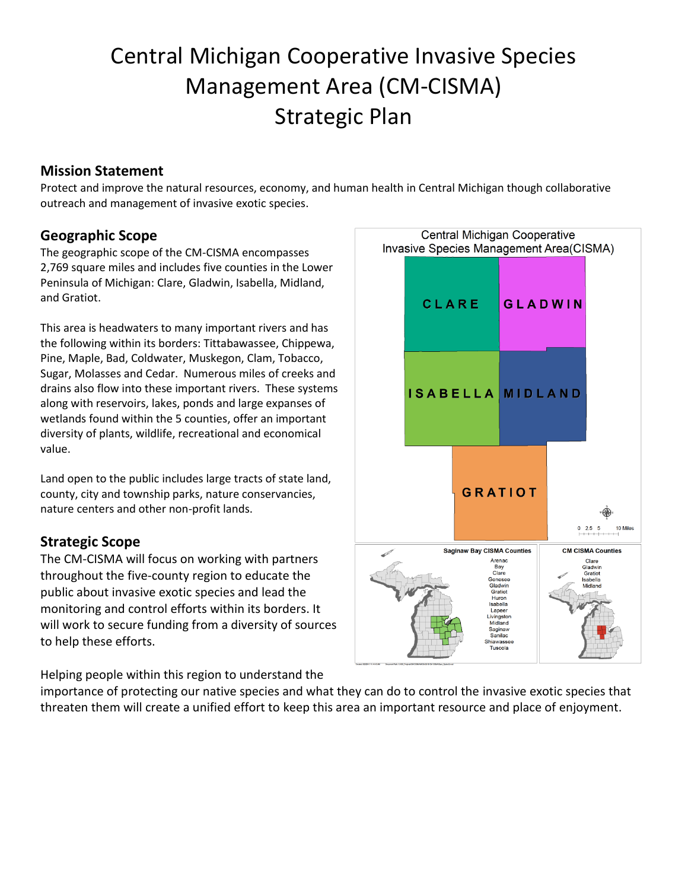# Central Michigan Cooperative Invasive Species Management Area (CM-CISMA) Strategic Plan

## Mission Statement

Protect and improve the natural resources, economy, and human health in Central Michigan though collaborative outreach and management of invasive exotic species.

## Geographic Scope

The geographic scope of the CM-CISMA encompasses 2,769 square miles and includes five counties in the Lower Peninsula of Michigan: Clare, Gladwin, Isabella, Midland, and Gratiot.

This area is headwaters to many important rivers and has the following within its borders: Tittabawassee, Chippewa, Pine, Maple, Bad, Coldwater, Muskegon, Clam, Tobacco, Sugar, Molasses and Cedar. Numerous miles of creeks and drains also flow into these important rivers. These systems along with reservoirs, lakes, ponds and large expanses of wetlands found within the 5 counties, offer an important diversity of plants, wildlife, recreational and economical value.

Land open to the public includes large tracts of state land, county, city and township parks, nature conservancies, nature centers and other non-profit lands.

## Strategic Scope

The CM-CISMA will focus on working with partners throughout the five-county region to educate the public about invasive exotic species and lead the monitoring and control efforts within its borders. It will work to secure funding from a diversity of sources to help these efforts.

Helping people within this region to understand the importance of protecting our native species and what they can do to control the invasive exotic species that threaten them will create a unified effort to keep this area an important resource and place of enjoyment.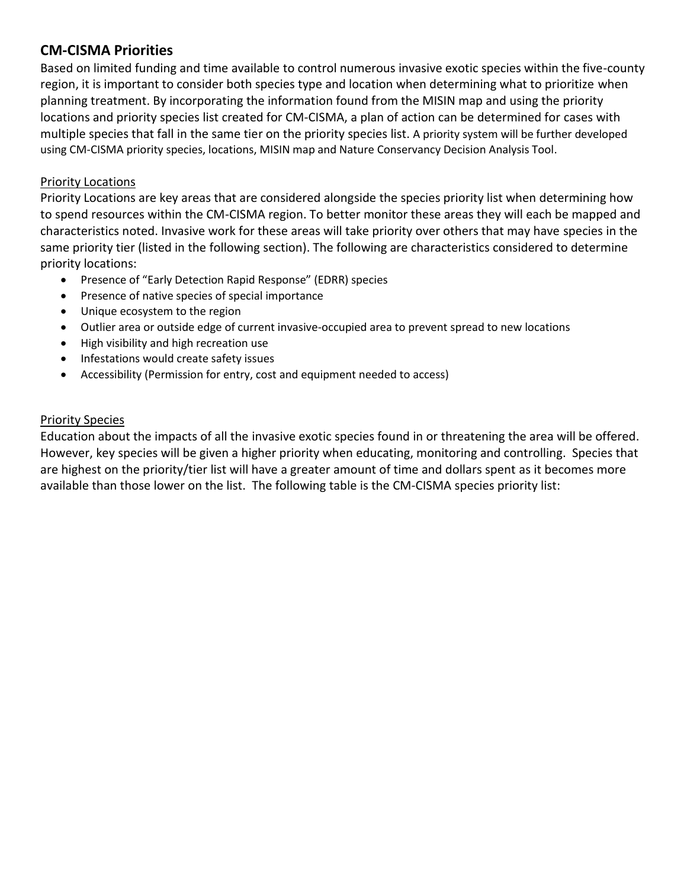## CM-CISMA Priorities

Based on limited funding and time available to control numerous invasive exotic species within the five-county region, it is important to consider both species type and location when determining what to prioritize when planning treatment. By incorporating the information found from the MISIN map and using the priority locations and priority species list created for CM-CISMA, a plan of action can be determined for cases with multiple species that fall in the same tier on the priority species list. A priority system will be further developed using CM-CISMA priority species, locations, MISIN map and Nature Conservancy Decision Analysis Tool.

### Priority Locations

Priority Locations are key areas that are considered alongside the species priority list when determining how to spend resources within the CM-CISMA region. To better monitor these areas they will each be mapped and characteristics noted. Invasive work for these areas will take priority over others that may have species in the same priority tier (listed in the following section). The following are characteristics considered to determine priority locations:

- Presence of "Early Detection Rapid Response" (EDRR) species
- Presence of native species of special importance
- Unique ecosystem to the region
- Outlier area or outside edge of current invasive-occupied area to prevent spread to new locations
- High visibility and high recreation use
- Infestations would create safety issues
- Accessibility (Permission for entry, cost and equipment needed to access)

### Priority Species

Education about the impacts of all the invasive exotic species found in or threatening the area will be offered. However, key species will be given a higher priority when educating, monitoring and controlling. Species that are highest on the priority/tier list will have a greater amount of time and dollars spent as it becomes more available than those lower on the list. The following table is the CM-CISMA species priority list: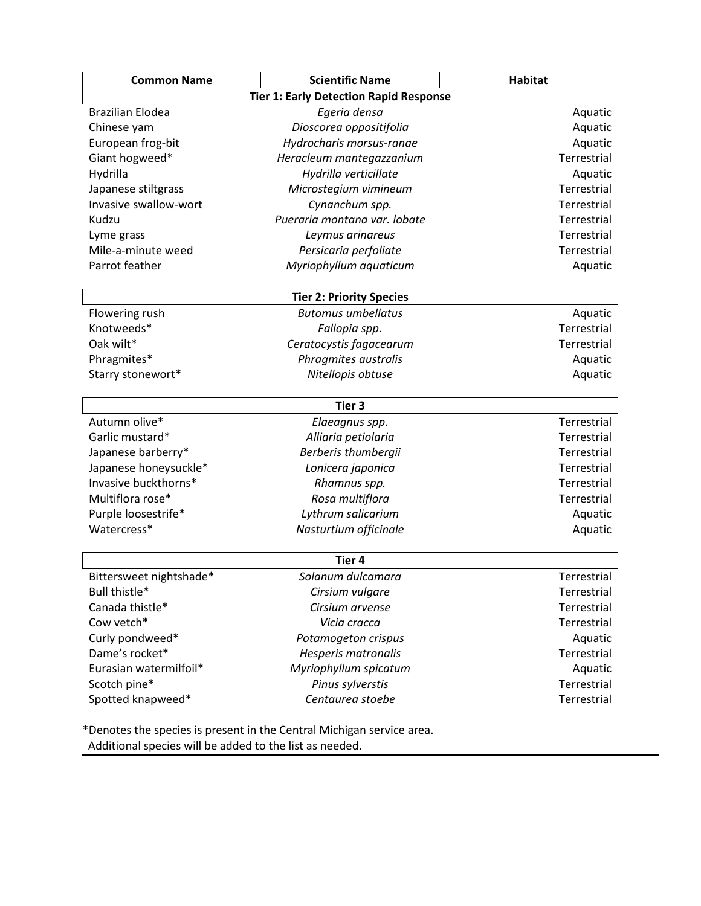| Common Name | Scientific Name | Habitat |
|---|---|---|
| **Tier 1: Early Detection Rapid Response** | | |
| Brazilian Elodea | *Egeria densa* | Aquatic |
| Chinese yam | *Dioscorea oppositifolia* | Aquatic |
| European frog-bit | *Hydrocharis morsus-ranae* | Aquatic |
| Giant hogweed* | *Heracleum mantegazzanium* | Terrestrial |
| Hydrilla | *Hydrilla verticillate* | Aquatic |
| Japanese stiltgrass | *Microstegium vimineum* | Terrestrial |
| Invasive swallow-wort | *Cynanchum spp.* | Terrestrial |
| Kudzu | *Pueraria montana var. lobate* | Terrestrial |
| Lyme grass | *Leymus arinareus* | Terrestrial |
| Mile-a-minute weed | *Persicaria perfoliate* | Terrestrial |
| Parrot feather | *Myriophyllum aquaticum* | Aquatic |
| **Tier 2: Priority Species** | | |
| Flowering rush | *Butomus umbellatus* | Aquatic |
| Knotweeds* | *Fallopia spp.* | Terrestrial |
| Oak wilt* | *Ceratocystis fagacearum* | Terrestrial |
| Phragmites* | *Phragmites australis* | Aquatic |
| Starry stonewort* | *Nitellopis obtuse* | Aquatic |
| **Tier 3** | | |
| Autumn olive* | *Elaeagnus spp.* | Terrestrial |
| Garlic mustard* | *Alliaria petiolaria* | Terrestrial |
| Japanese barberry* | *Berberis thumbergii* | Terrestrial |
| Japanese honeysuckle* | *Lonicera japonica* | Terrestrial |
| Invasive buckthorns* | *Rhamnus spp.* | Terrestrial |
| Multiflora rose* | *Rosa multiflora* | Terrestrial |
| Purple loosestrife* | *Lythrum salicarium* | Aquatic |
| Watercress* | *Nasturtium officinale* | Aquatic |
| **Tier 4** | | |
| Bittersweet nightshade* | *Solanum dulcamara* | Terrestrial |
| Bull thistle* | *Cirsium vulgare* | Terrestrial |
| Canada thistle* | *Cirsium arvense* | Terrestrial |
| Cow vetch* | *Vicia cracca* | Terrestrial |
| Curly pondweed* | *Potamogeton crispus* | Aquatic |
| Dame's rocket* | *Hesperis matronalis* | Terrestrial |
| Eurasian watermilfoil* | *Myriophyllum spicatum* | Aquatic |
| Scotch pine* | *Pinus sylverstis* | Terrestrial |
| Spotted knapweed* | *Centaurea stoebe* | Terrestrial |

*Denotes the species is present in the Central Michigan service area.
Additional species will be added to the list as needed.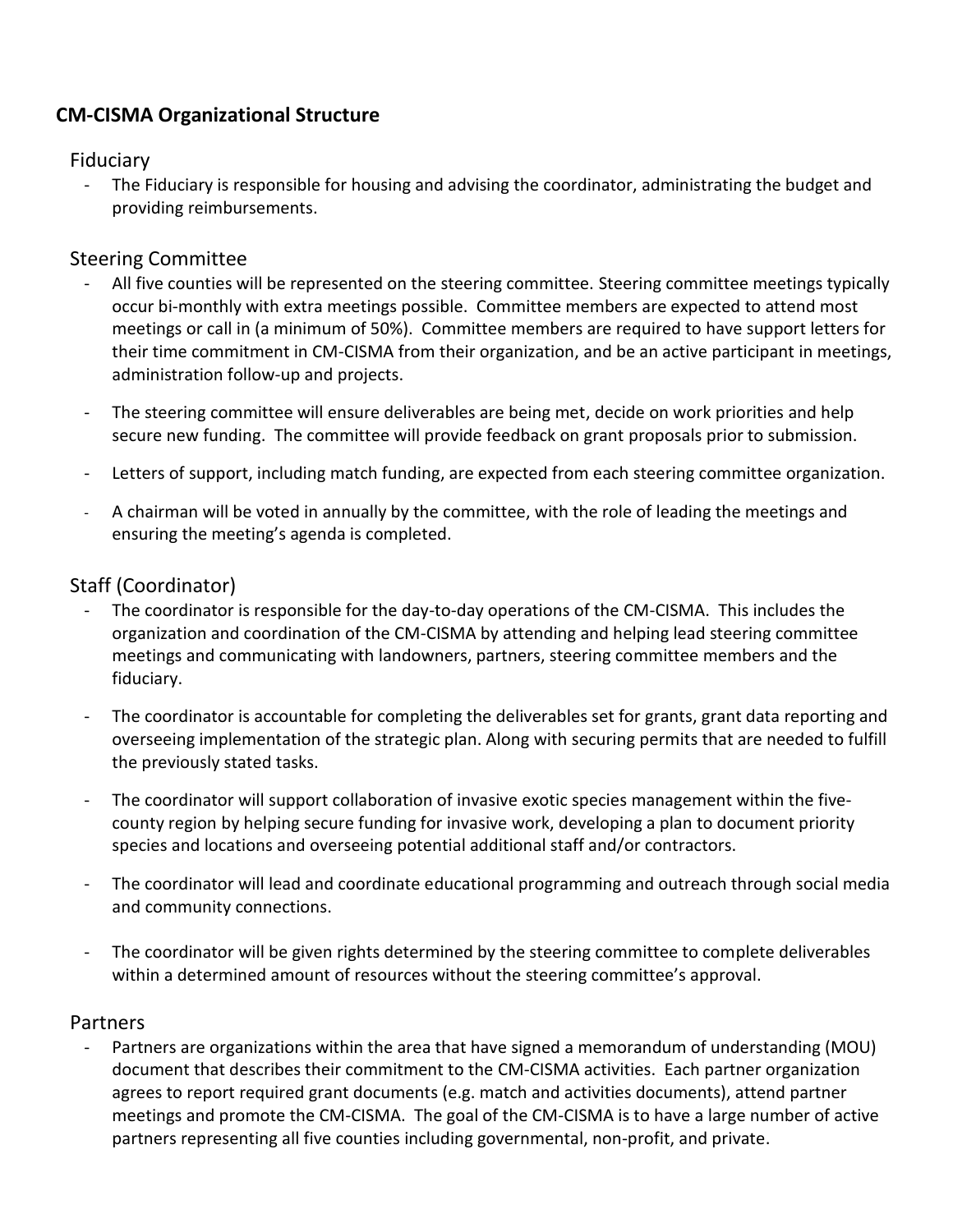## CM-CISMA Organizational Structure

### Fiduciary

- The Fiduciary is responsible for housing and advising the coordinator, administrating the budget and providing reimbursements.

### Steering Committee

- All five counties will be represented on the steering committee. Steering committee meetings typically occur bi-monthly with extra meetings possible. Committee members are expected to attend most meetings or call in (a minimum of 50%). Committee members are required to have support letters for their time commitment in CM-CISMA from their organization, and be an active participant in meetings, administration follow-up and projects.
- The steering committee will ensure deliverables are being met, decide on work priorities and help secure new funding. The committee will provide feedback on grant proposals prior to submission.
- Letters of support, including match funding, are expected from each steering committee organization.
- A chairman will be voted in annually by the committee, with the role of leading the meetings and ensuring the meeting's agenda is completed.

### Staff (Coordinator)

- The coordinator is responsible for the day-to-day operations of the CM-CISMA. This includes the organization and coordination of the CM-CISMA by attending and helping lead steering committee meetings and communicating with landowners, partners, steering committee members and the fiduciary.
- The coordinator is accountable for completing the deliverables set for grants, grant data reporting and overseeing implementation of the strategic plan. Along with securing permits that are needed to fulfill the previously stated tasks.
- The coordinator will support collaboration of invasive exotic species management within the five-county region by helping secure funding for invasive work, developing a plan to document priority species and locations and overseeing potential additional staff and/or contractors.
- The coordinator will lead and coordinate educational programming and outreach through social media and community connections.
- The coordinator will be given rights determined by the steering committee to complete deliverables within a determined amount of resources without the steering committee's approval.

### Partners

- Partners are organizations within the area that have signed a memorandum of understanding (MOU) document that describes their commitment to the CM-CISMA activities. Each partner organization agrees to report required grant documents (e.g. match and activities documents), attend partner meetings and promote the CM-CISMA. The goal of the CM-CISMA is to have a large number of active partners representing all five counties including governmental, non-profit, and private.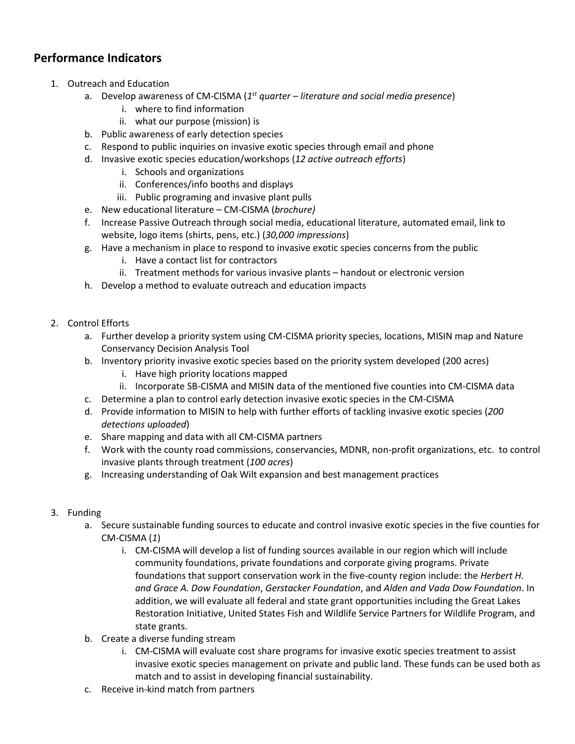## Performance Indicators

1. Outreach and Education
   a. Develop awareness of CM-CISMA (*1st quarter – literature and social media presence*)
      i. where to find information
      ii. what our purpose (mission) is
   b. Public awareness of early detection species
   c. Respond to public inquiries on invasive exotic species through email and phone
   d. Invasive exotic species education/workshops (*12 active outreach efforts*)
      i. Schools and organizations
      ii. Conferences/info booths and displays
      iii. Public programing and invasive plant pulls
   e. New educational literature – CM-CISMA (*brochure)*
   f. Increase Passive Outreach through social media, educational literature, automated email, link to website, logo items (shirts, pens, etc.) (*30,000 impressions*)
   g. Have a mechanism in place to respond to invasive exotic species concerns from the public
      i. Have a contact list for contractors
      ii. Treatment methods for various invasive plants – handout or electronic version
   h. Develop a method to evaluate outreach and education impacts

2. Control Efforts
   a. Further develop a priority system using CM-CISMA priority species, locations, MISIN map and Nature Conservancy Decision Analysis Tool
   b. Inventory priority invasive exotic species based on the priority system developed (200 acres)
      i. Have high priority locations mapped
      ii. Incorporate SB-CISMA and MISIN data of the mentioned five counties into CM-CISMA data
   c. Determine a plan to control early detection invasive exotic species in the CM-CISMA
   d. Provide information to MISIN to help with further efforts of tackling invasive exotic species (*200 detections uploaded*)
   e. Share mapping and data with all CM-CISMA partners
   f. Work with the county road commissions, conservancies, MDNR, non-profit organizations, etc. to control invasive plants through treatment (*100 acres*)
   g. Increasing understanding of Oak Wilt expansion and best management practices

3. Funding
   a. Secure sustainable funding sources to educate and control invasive exotic species in the five counties for CM-CISMA (*1*)
      i. CM-CISMA will develop a list of funding sources available in our region which will include community foundations, private foundations and corporate giving programs. Private foundations that support conservation work in the five-county region include: the *Herbert H. and Grace A. Dow Foundation*, *Gerstacker Foundation*, and *Alden and Vada Dow Foundation*. In addition, we will evaluate all federal and state grant opportunities including the Great Lakes Restoration Initiative, United States Fish and Wildlife Service Partners for Wildlife Program, and state grants.
   b. Create a diverse funding stream
      i. CM-CISMA will evaluate cost share programs for invasive exotic species treatment to assist invasive exotic species management on private and public land. These funds can be used both as match and to assist in developing financial sustainability.
   c. Receive in-kind match from partners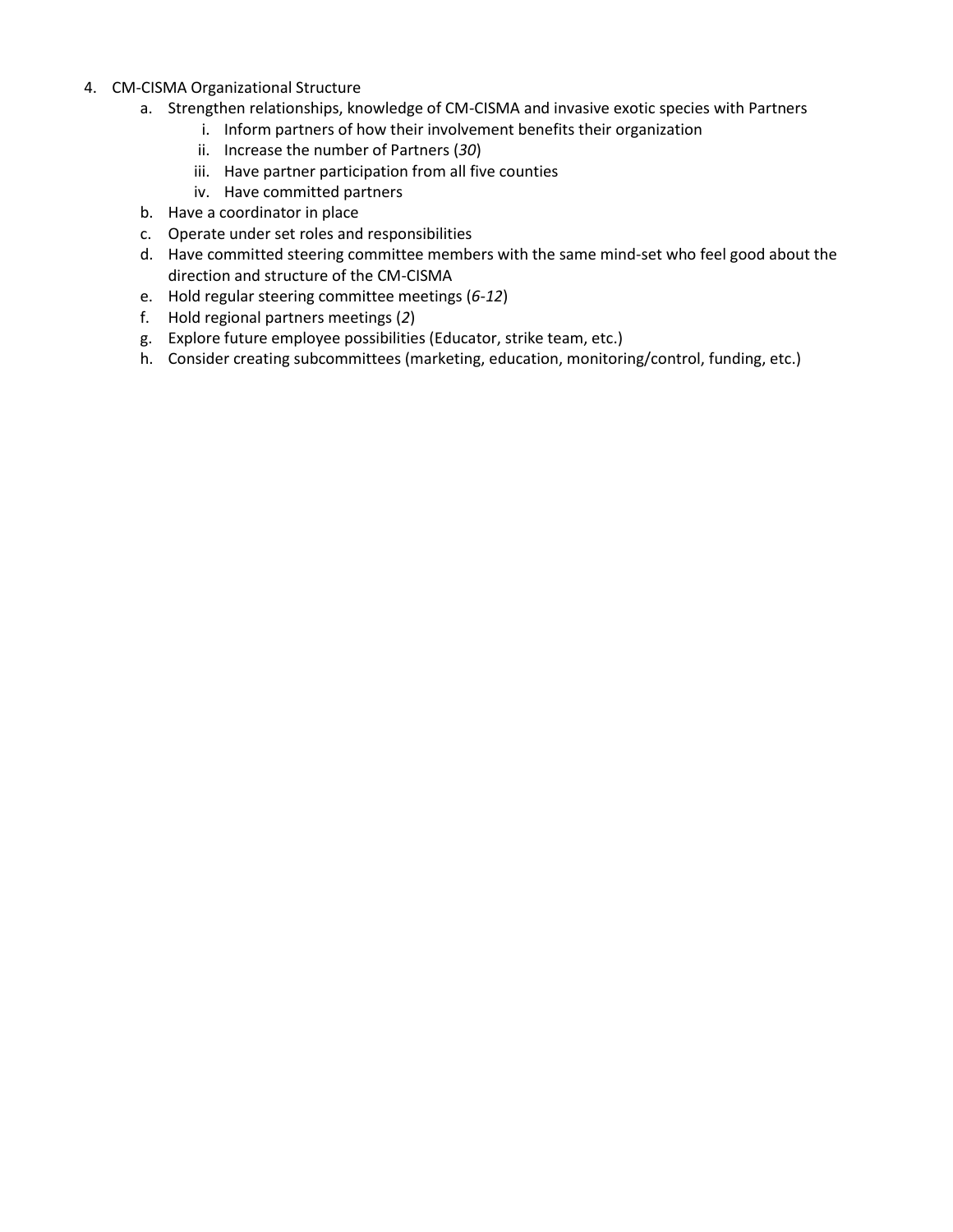4. CM-CISMA Organizational Structure
    a. Strengthen relationships, knowledge of CM-CISMA and invasive exotic species with Partners
        i. Inform partners of how their involvement benefits their organization
        ii. Increase the number of Partners (*30*)
        iii. Have partner participation from all five counties
        iv. Have committed partners
    b. Have a coordinator in place
    c. Operate under set roles and responsibilities
    d. Have committed steering committee members with the same mind-set who feel good about the direction and structure of the CM-CISMA
    e. Hold regular steering committee meetings (*6-12*)
    f. Hold regional partners meetings (*2*)
    g. Explore future employee possibilities (Educator, strike team, etc.)
    h. Consider creating subcommittees (marketing, education, monitoring/control, funding, etc.)